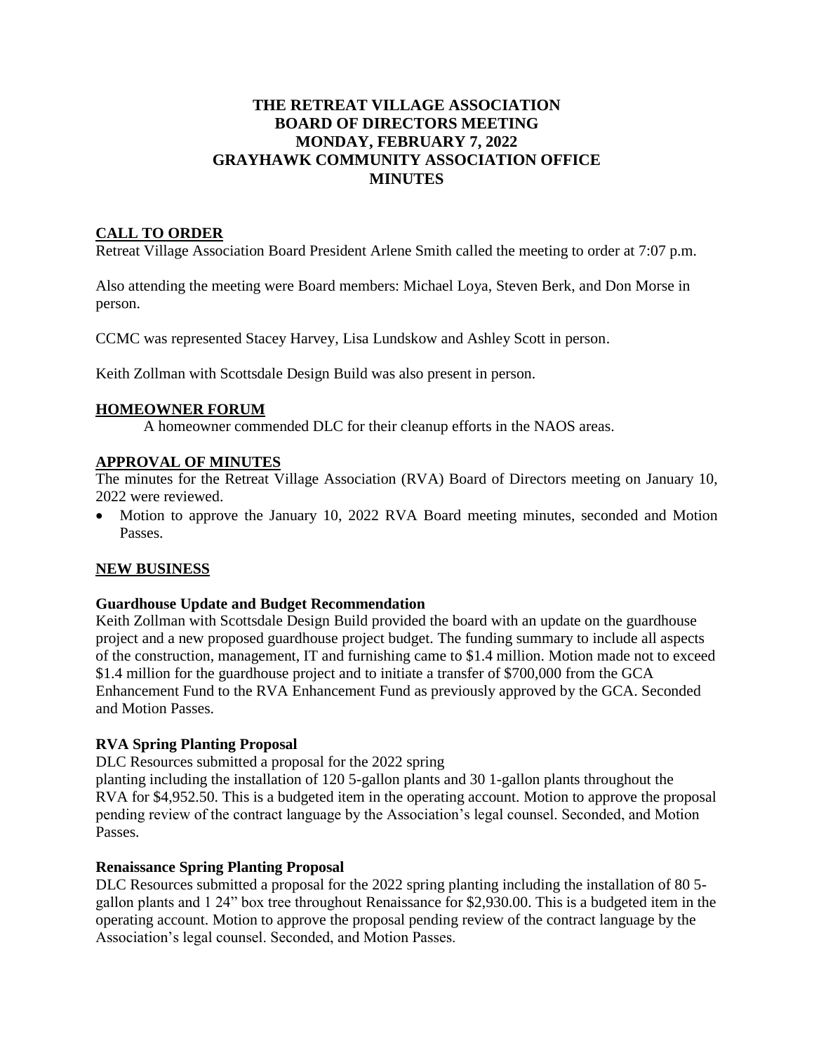# THE RETREAT VILLAGE ASSOCIATION BOARD OF DIRECTORS MEETING MONDAY, FEBRUARY 7, 2022 GRAYHAWK COMMUNITY ASSOCIATION OFFICE MINUTES

## CALL TO ORDER

Retreat Village Association Board President Arlene Smith called the meeting to order at 7:07 p.m.

Also attending the meeting were Board members: Michael Loya, Steven Berk, and Don Morse in person.

CCMC was represented Stacey Harvey, Lisa Lundskow and Ashley Scott in person.

Keith Zollman with Scottsdale Design Build was also present in person.

## HOMEOWNER FORUM

A homeowner commended DLC for their cleanup efforts in the NAOS areas.

## APPROVAL OF MINUTES

The minutes for the Retreat Village Association (RVA) Board of Directors meeting on January 10, 2022 were reviewed.

- Motion to approve the January 10, 2022 RVA Board meeting minutes, seconded and Motion Passes.

## NEW BUSINESS

### Guardhouse Update and Budget Recommendation

Keith Zollman with Scottsdale Design Build provided the board with an update on the guardhouse project and a new proposed guardhouse project budget. The funding summary to include all aspects of the construction, management, IT and furnishing came to $1.4 million. Motion made not to exceed $1.4 million for the guardhouse project and to initiate a transfer of $700,000 from the GCA Enhancement Fund to the RVA Enhancement Fund as previously approved by the GCA. Seconded and Motion Passes.

### RVA Spring Planting Proposal

DLC Resources submitted a proposal for the 2022 spring planting including the installation of 120 5-gallon plants and 30 1-gallon plants throughout the RVA for $4,952.50. This is a budgeted item in the operating account. Motion to approve the proposal pending review of the contract language by the Association's legal counsel. Seconded, and Motion Passes.

### Renaissance Spring Planting Proposal

DLC Resources submitted a proposal for the 2022 spring planting including the installation of 80 5-gallon plants and 1 24" box tree throughout Renaissance for $2,930.00. This is a budgeted item in the operating account. Motion to approve the proposal pending review of the contract language by the Association's legal counsel. Seconded, and Motion Passes.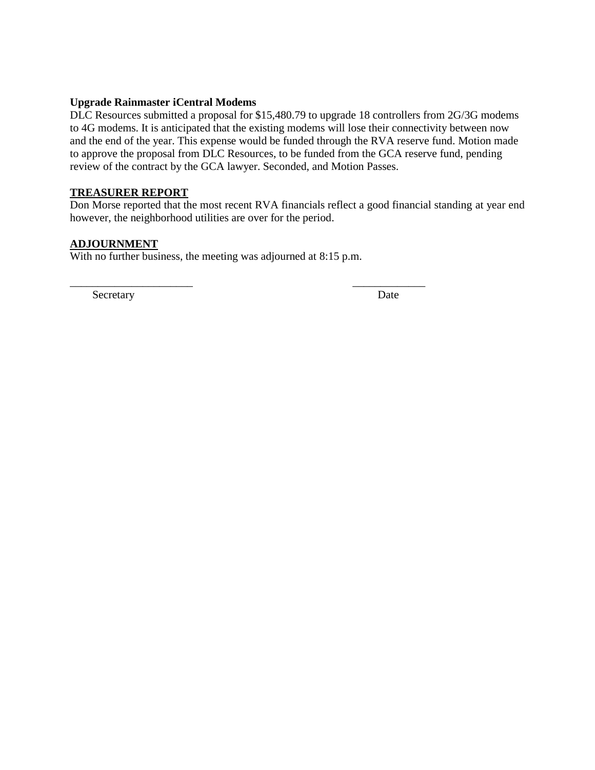**Upgrade Rainmaster iCentral Modems**

DLC Resources submitted a proposal for $15,480.79 to upgrade 18 controllers from 2G/3G modems to 4G modems. It is anticipated that the existing modems will lose their connectivity between now and the end of the year. This expense would be funded through the RVA reserve fund. Motion made to approve the proposal from DLC Resources, to be funded from the GCA reserve fund, pending review of the contract by the GCA lawyer. Seconded, and Motion Passes.

**TREASURER REPORT**

Don Morse reported that the most recent RVA financials reflect a good financial standing at year end however, the neighborhood utilities are over for the period.

**ADJOURNMENT**

With no further business, the meeting was adjourned at 8:15 p.m.

______________________ _____________

Secretary Date